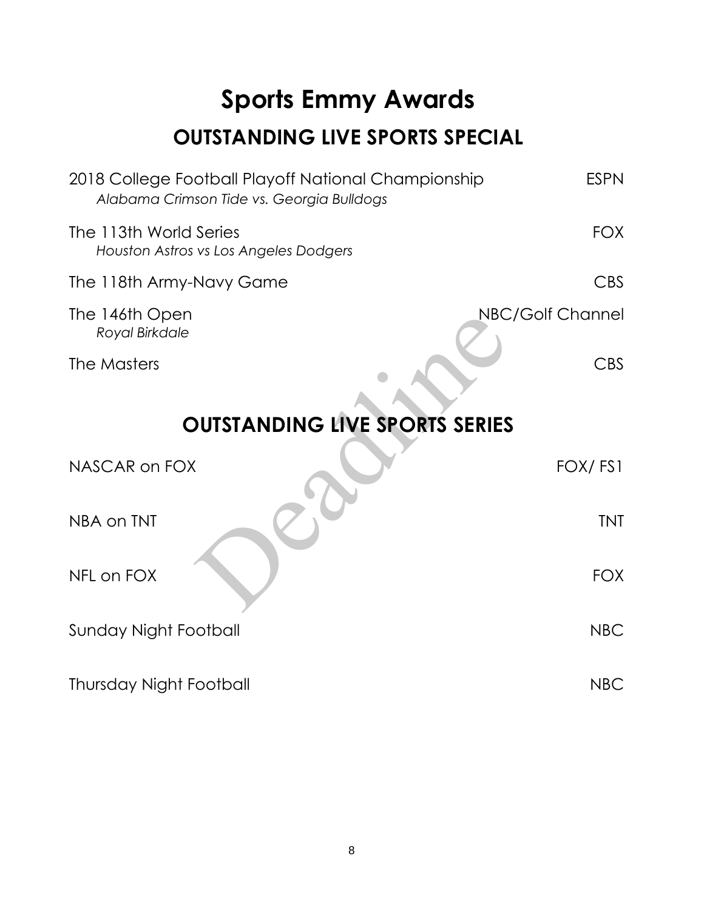# Sports Emmy Awards

## OUTSTANDING LIVE SPORTS SPECIAL

| | |
|---|---|
| 2018 College Football Playoff National Championship<br>*Alabama Crimson Tide vs. Georgia Bulldogs* | ESPN |
| The 113th World Series<br>*Houston Astros vs Los Angeles Dodgers* | FOX |
| The 118th Army-Navy Game | CBS |
| The 146th Open<br>*Royal Birkdale* | NBC/Golf Channel |
| The Masters | CBS |

## OUTSTANDING LIVE SPORTS SERIES

| | |
|---|---|
| NASCAR on FOX | FOX/ FS1 |
| NBA on TNT | TNT |
| NFL on FOX | FOX |
| Sunday Night Football | NBC |
| Thursday Night Football | NBC |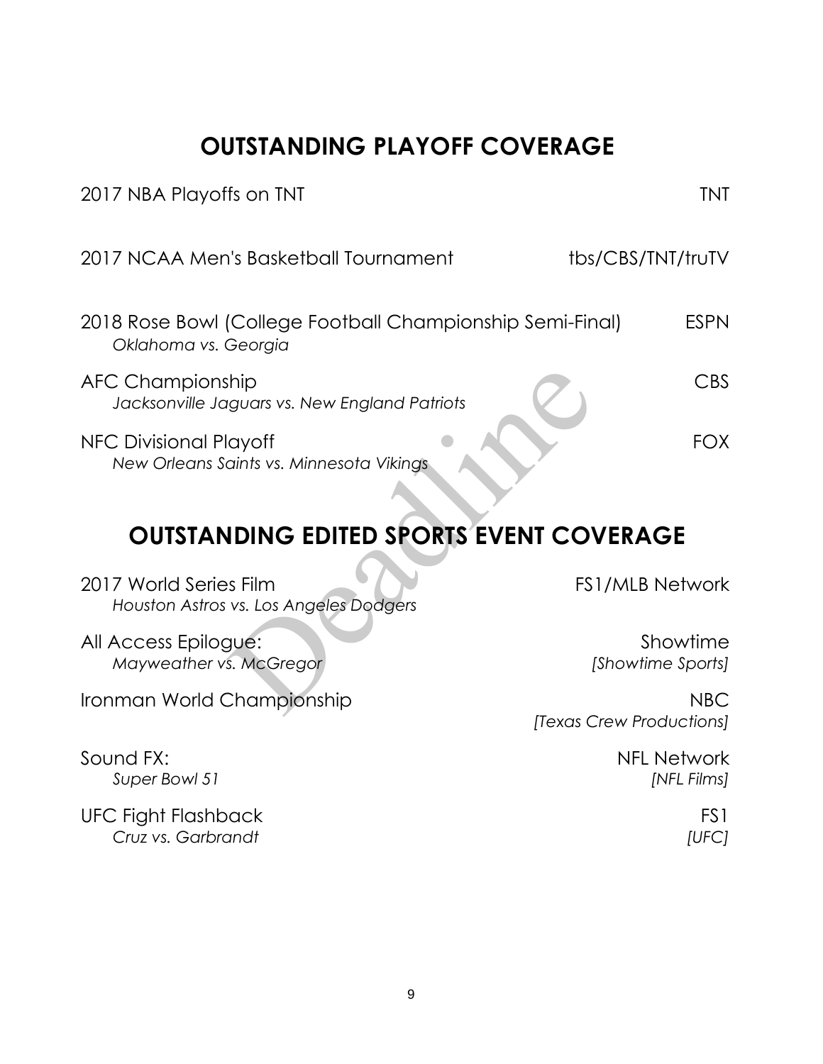## OUTSTANDING PLAYOFF COVERAGE

2017 NBA Playoffs on TNT — TNT

2017 NCAA Men's Basketball Tournament — tbs/CBS/TNT/truTV

2018 Rose Bowl (College Football Championship Semi-Final) — ESPN
*Oklahoma vs. Georgia*

AFC Championship — CBS
*Jacksonville Jaguars vs. New England Patriots*

NFC Divisional Playoff — FOX
*New Orleans Saints vs. Minnesota Vikings*

## OUTSTANDING EDITED SPORTS EVENT COVERAGE

2017 World Series Film — FS1/MLB Network
*Houston Astros vs. Los Angeles Dodgers*

All Access Epilogue: — Showtime
*Mayweather vs. McGregor* — *[Showtime Sports]*

Ironman World Championship — NBC
*[Texas Crew Productions]*

Sound FX: — NFL Network
*Super Bowl 51* — *[NFL Films]*

UFC Fight Flashback — FS1
*Cruz vs. Garbrandt* — *[UFC]*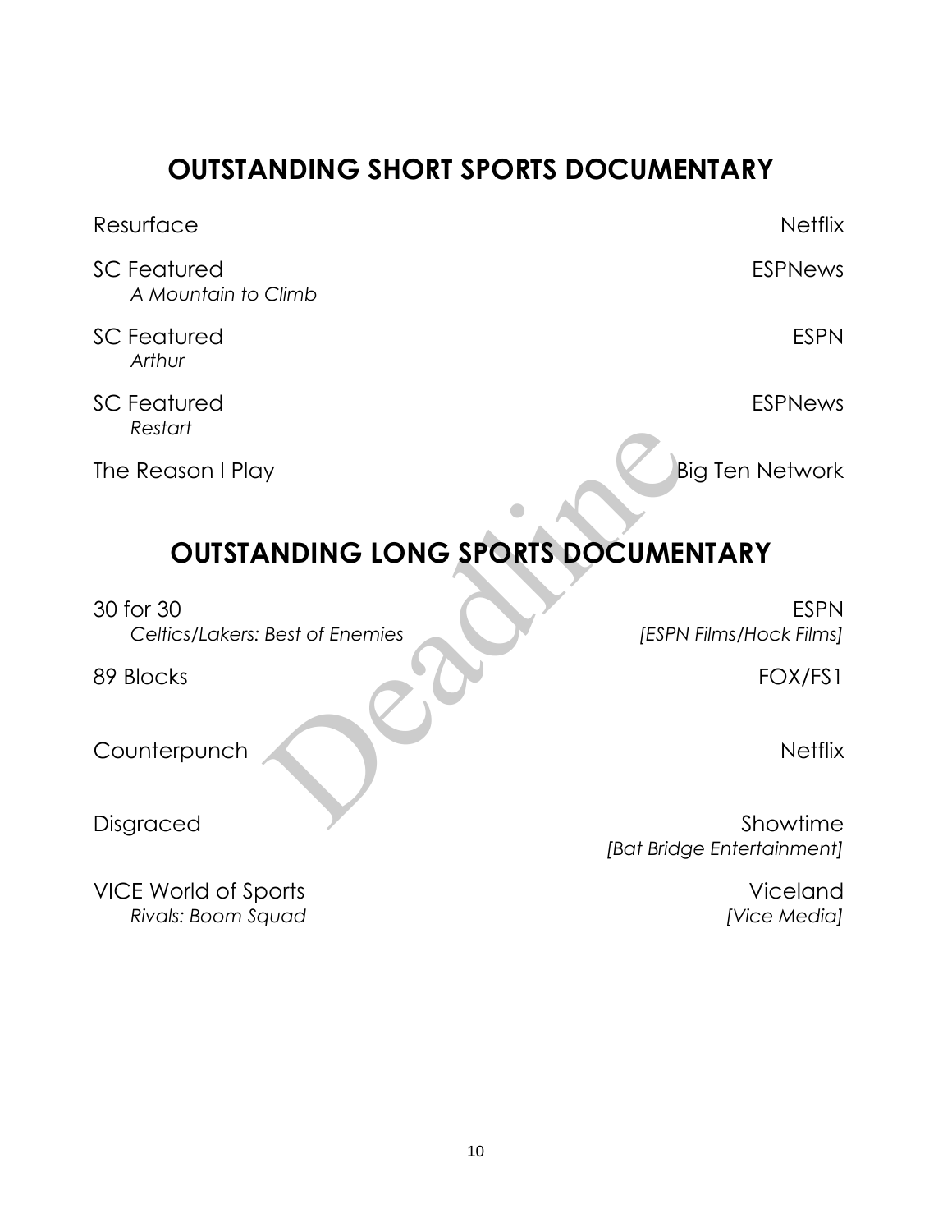## OUTSTANDING SHORT SPORTS DOCUMENTARY

| Program | Network |
| --- | --- |
| Resurface | Netflix |
| SC Featured<br>*A Mountain to Climb* | ESPNews |
| SC Featured<br>*Arthur* | ESPN |
| SC Featured<br>*Restart* | ESPNews |
| The Reason I Play | Big Ten Network |

## OUTSTANDING LONG SPORTS DOCUMENTARY

| Program | Network |
| --- | --- |
| 30 for 30<br>*Celtics/Lakers: Best of Enemies* | ESPN<br>*[ESPN Films/Hock Films]* |
| 89 Blocks | FOX/FS1 |
| Counterpunch | Netflix |
| Disgraced | Showtime<br>*[Bat Bridge Entertainment]* |
| VICE World of Sports<br>*Rivals: Boom Squad* | Viceland<br>*[Vice Media]* |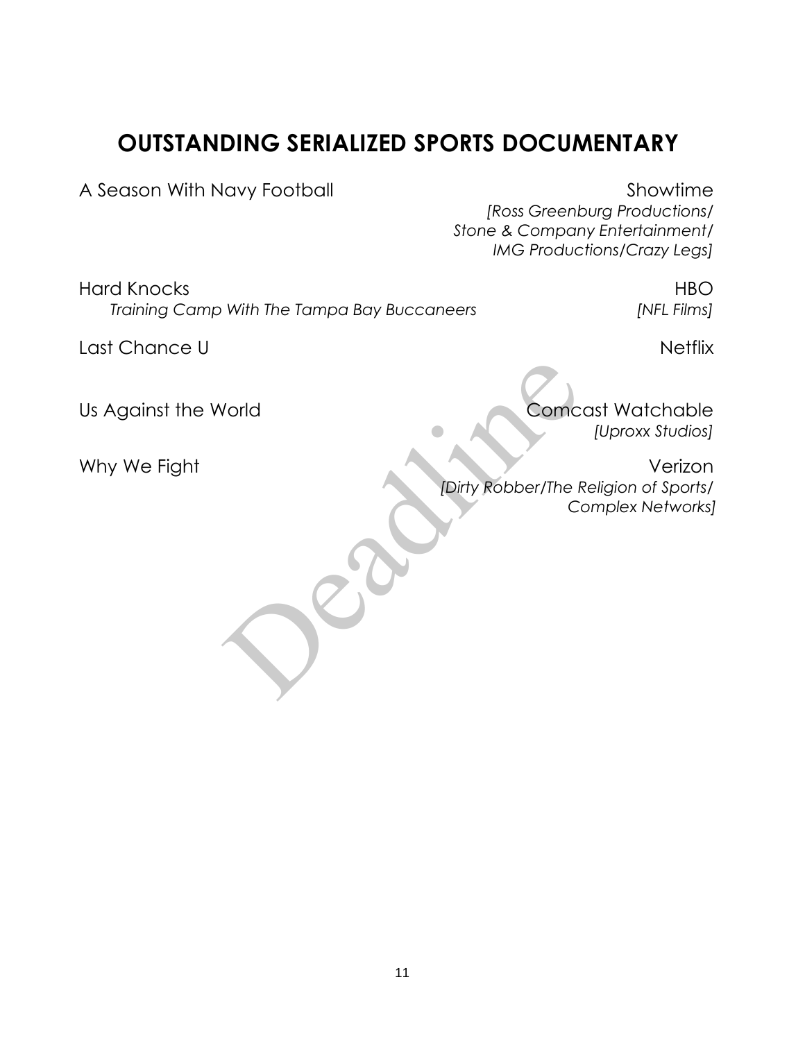# OUTSTANDING SERIALIZED SPORTS DOCUMENTARY

A Season With Navy Football — Showtime
*[Ross Greenburg Productions/ Stone & Company Entertainment/ IMG Productions/Crazy Legs]*

Hard Knocks — HBO
*Training Camp With The Tampa Bay Buccaneers* — *[NFL Films]*

Last Chance U — Netflix

Us Against the World — Comcast Watchable
*[Uproxx Studios]*

Why We Fight — Verizon
*[Dirty Robber/The Religion of Sports/ Complex Networks]*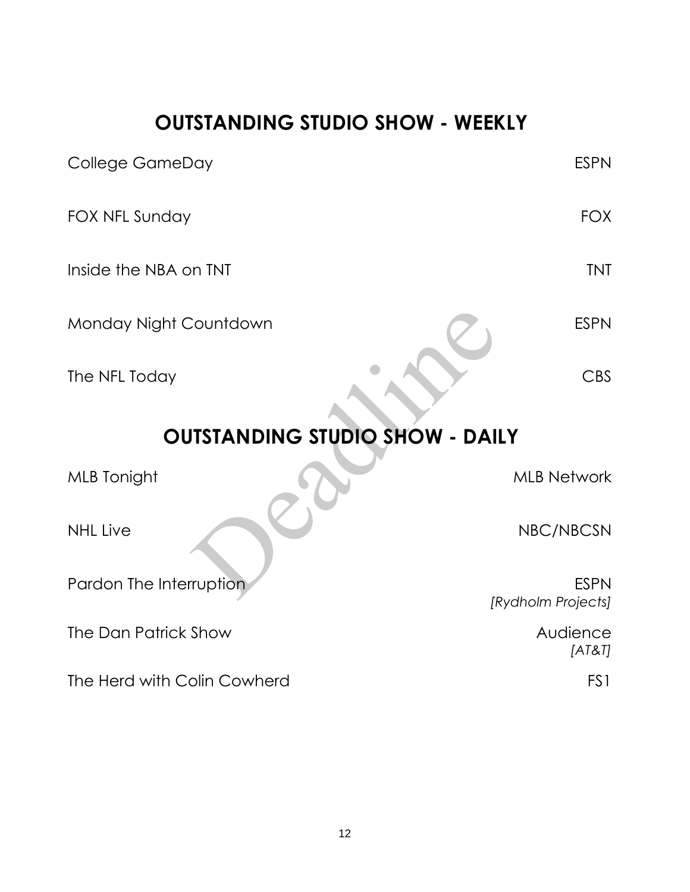## OUTSTANDING STUDIO SHOW - WEEKLY

| | |
|---|---|
| College GameDay | ESPN |
| FOX NFL Sunday | FOX |
| Inside the NBA on TNT | TNT |
| Monday Night Countdown | ESPN |
| The NFL Today | CBS |

## OUTSTANDING STUDIO SHOW - DAILY

| | |
|---|---|
| MLB Tonight | MLB Network |
| NHL Live | NBC/NBCSN |
| Pardon The Interruption | ESPN *[Rydholm Projects]* |
| The Dan Patrick Show | Audience *[AT&T]* |
| The Herd with Colin Cowherd | FS1 |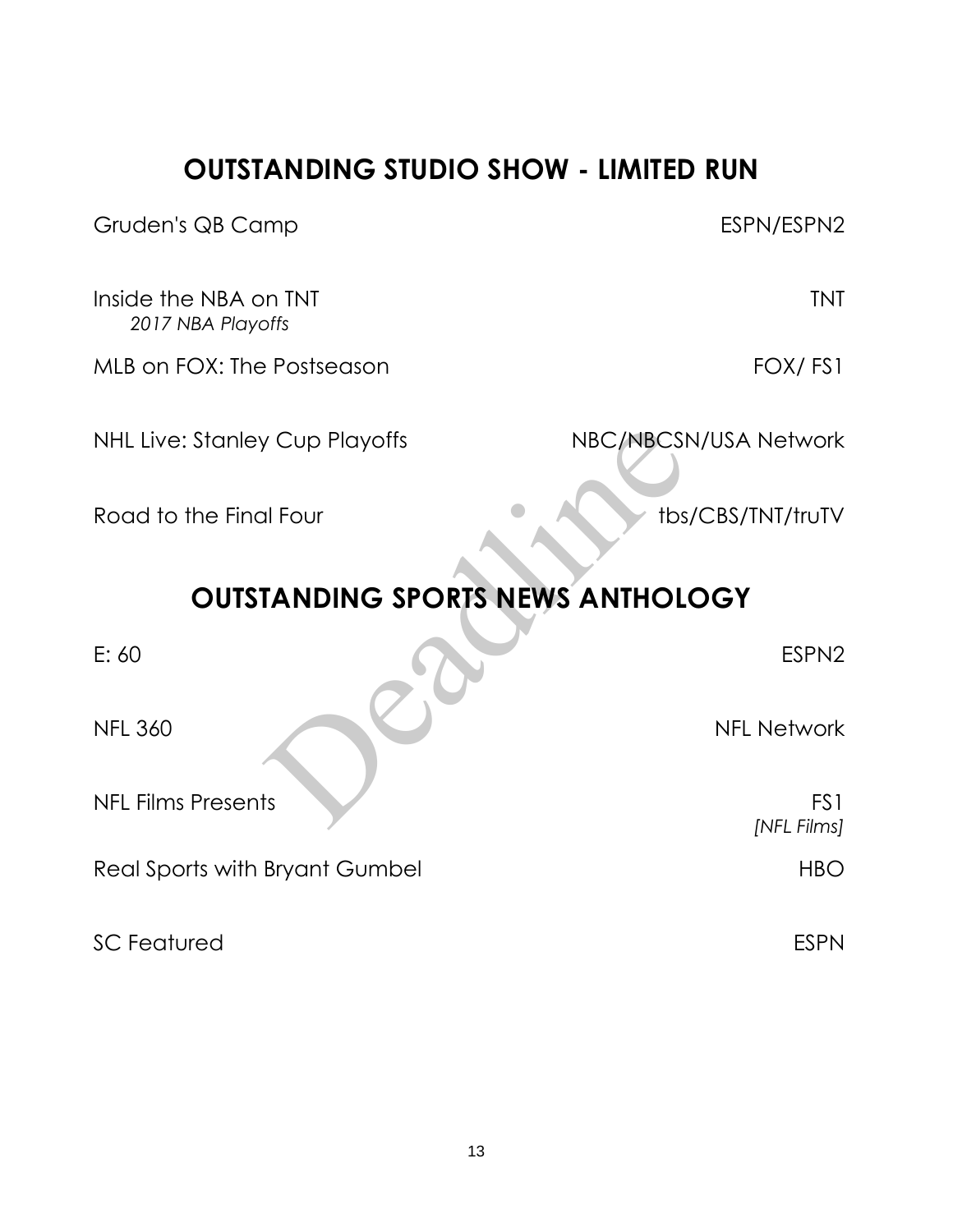## OUTSTANDING STUDIO SHOW - LIMITED RUN

| Program | Network |
| --- | --- |
| Gruden's QB Camp | ESPN/ESPN2 |
| Inside the NBA on TNT *2017 NBA Playoffs* | TNT |
| MLB on FOX: The Postseason | FOX/ FS1 |
| NHL Live: Stanley Cup Playoffs | NBC/NBCSN/USA Network |
| Road to the Final Four | tbs/CBS/TNT/truTV |

## OUTSTANDING SPORTS NEWS ANTHOLOGY

| Program | Network |
| --- | --- |
| E: 60 | ESPN2 |
| NFL 360 | NFL Network |
| NFL Films Presents | FS1 *[NFL Films]* |
| Real Sports with Bryant Gumbel | HBO |
| SC Featured | ESPN |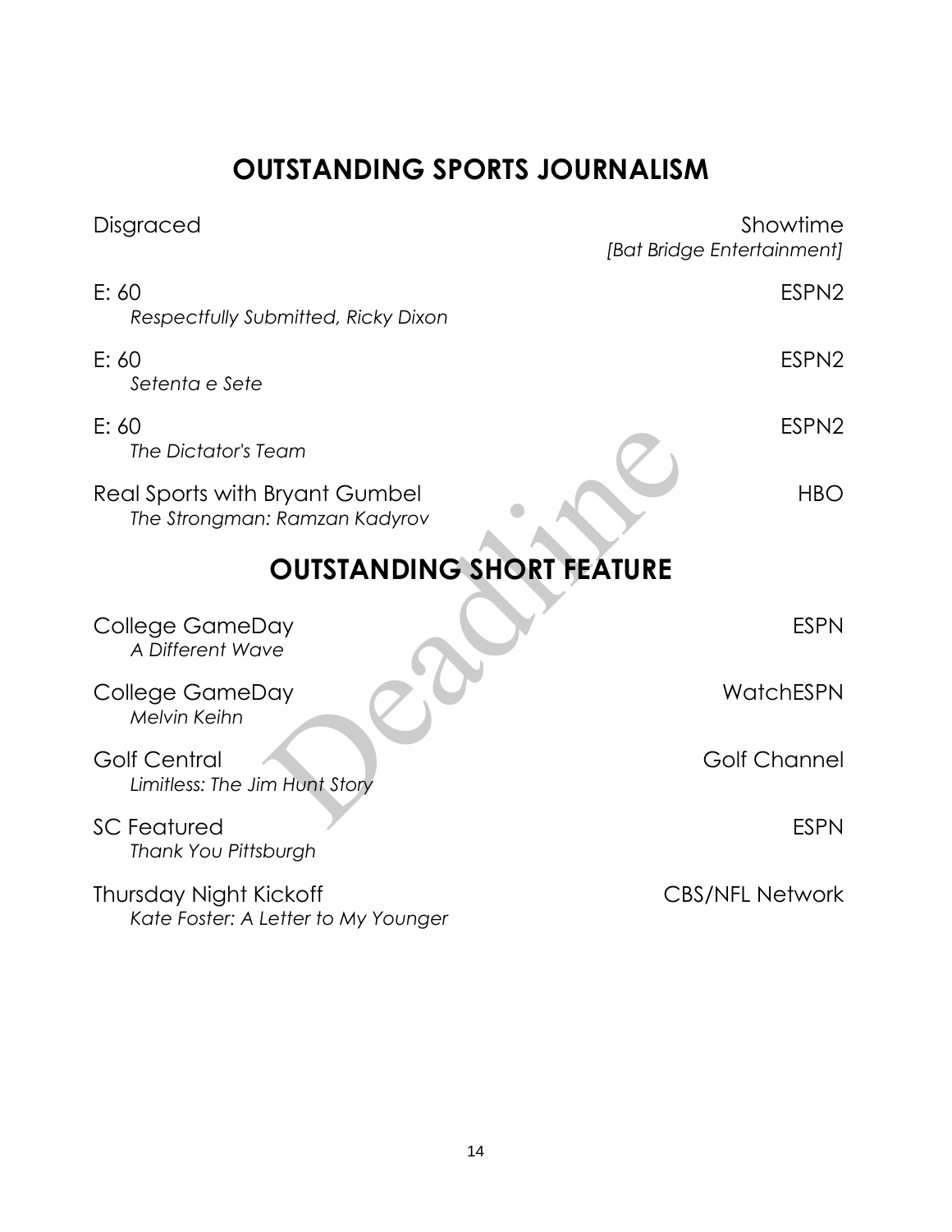## OUTSTANDING SPORTS JOURNALISM

Disgraced — Showtime
*[Bat Bridge Entertainment]*

E: 60 — ESPN2
*Respectfully Submitted, Ricky Dixon*

E: 60 — ESPN2
*Setenta e Sete*

E: 60 — ESPN2
*The Dictator's Team*

Real Sports with Bryant Gumbel — HBO
*The Strongman: Ramzan Kadyrov*

## OUTSTANDING SHORT FEATURE

College GameDay — ESPN
*A Different Wave*

College GameDay — WatchESPN
*Melvin Keihn*

Golf Central — Golf Channel
*Limitless: The Jim Hunt Story*

SC Featured — ESPN
*Thank You Pittsburgh*

Thursday Night Kickoff — CBS/NFL Network
*Kate Foster: A Letter to My Younger*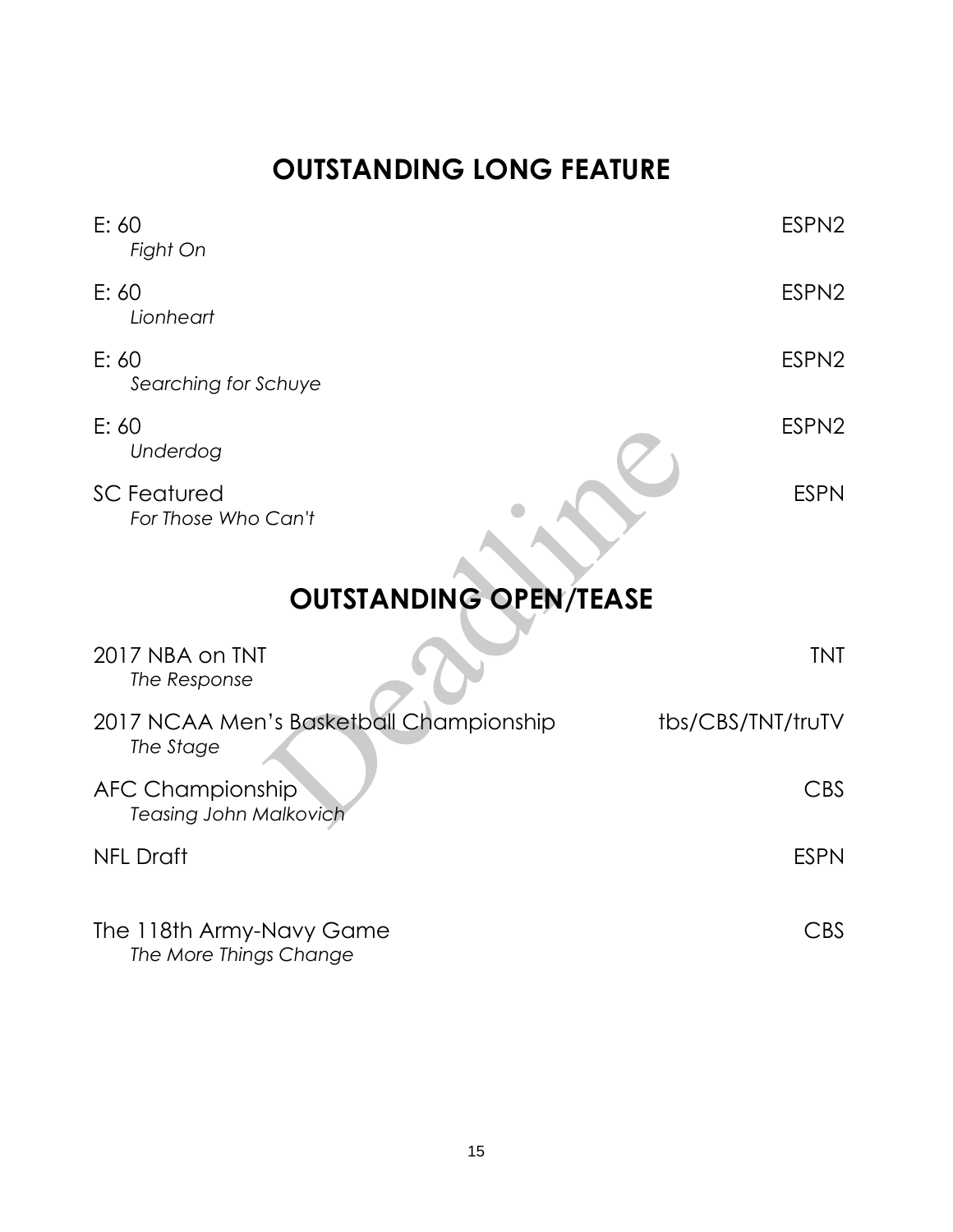## OUTSTANDING LONG FEATURE

| | |
|---|---|
| E: 60<br>*Fight On* | ESPN2 |
| E: 60<br>*Lionheart* | ESPN2 |
| E: 60<br>*Searching for Schuye* | ESPN2 |
| E: 60<br>*Underdog* | ESPN2 |
| SC Featured<br>*For Those Who Can't* | ESPN |

## OUTSTANDING OPEN/TEASE

| | |
|---|---|
| 2017 NBA on TNT<br>*The Response* | TNT |
| 2017 NCAA Men's Basketball Championship<br>*The Stage* | tbs/CBS/TNT/truTV |
| AFC Championship<br>*Teasing John Malkovich* | CBS |
| NFL Draft | ESPN |
| The 118th Army-Navy Game<br>*The More Things Change* | CBS |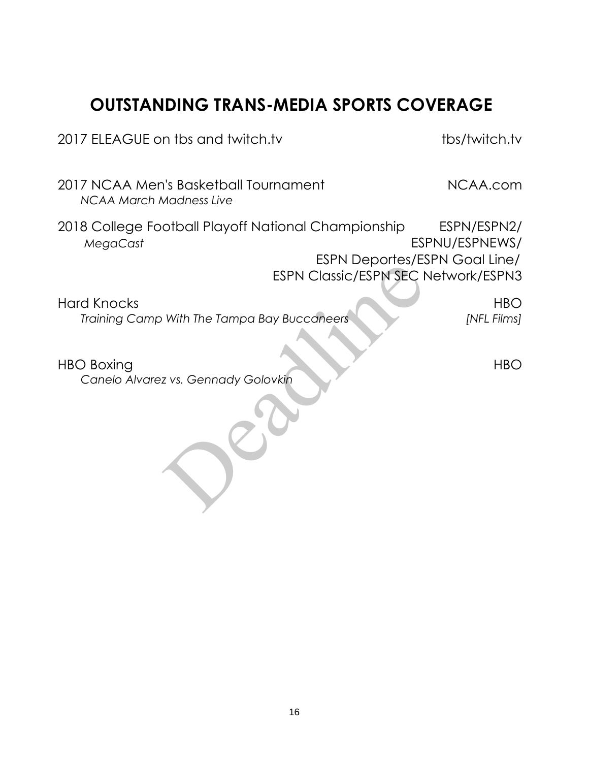## OUTSTANDING TRANS-MEDIA SPORTS COVERAGE

2017 ELEAGUE on tbs and twitch.tv — tbs/twitch.tv

2017 NCAA Men's Basketball Tournament — NCAA.com
*NCAA March Madness Live*

2018 College Football Playoff National Championship — ESPN/ESPN2/ESPNU/ESPNEWS/ESPN Deportes/ESPN Goal Line/ESPN Classic/ESPN SEC Network/ESPN3
*MegaCast*

Hard Knocks — HBO
*Training Camp With The Tampa Bay Buccaneers* — *[NFL Films]*

HBO Boxing — HBO
*Canelo Alvarez vs. Gennady Golovkin*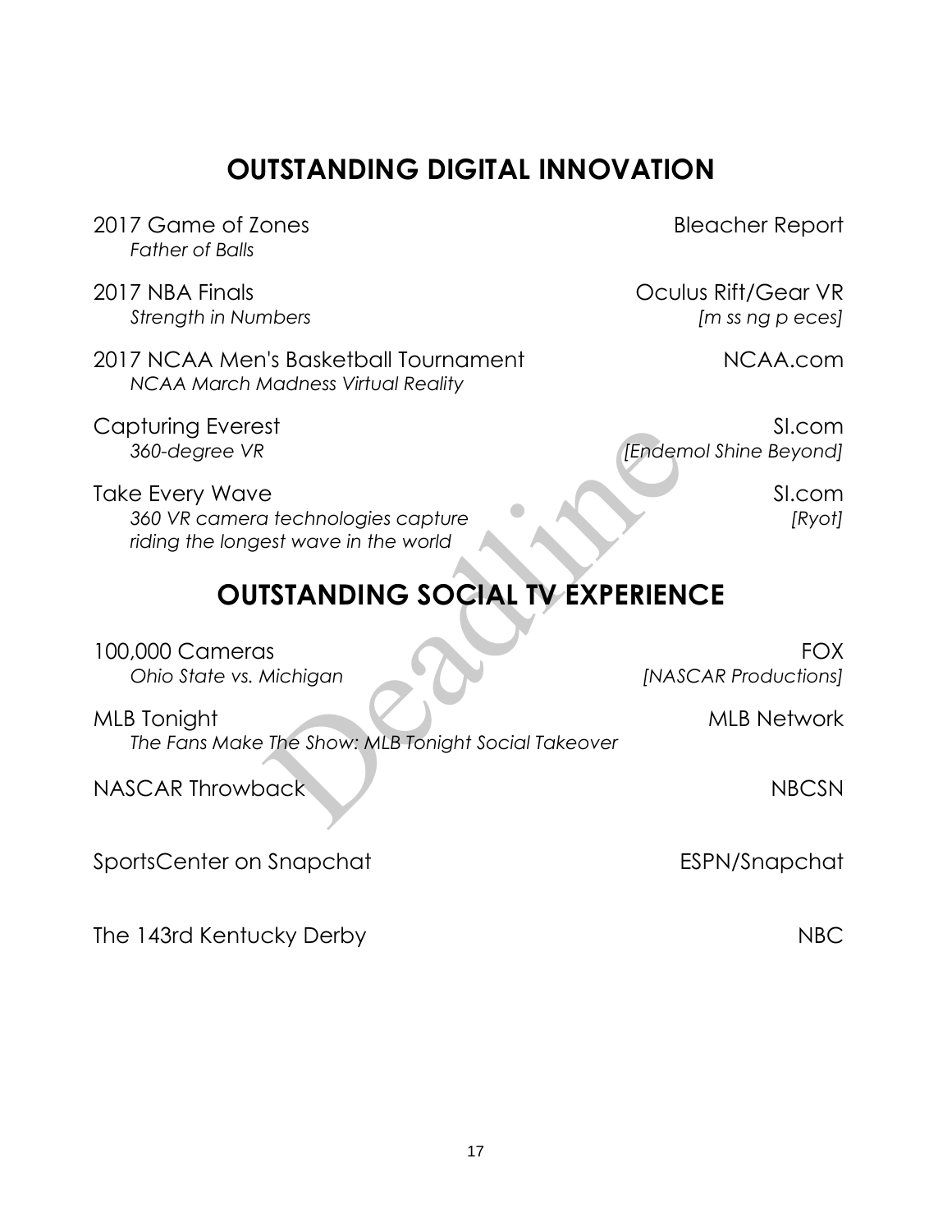## OUTSTANDING DIGITAL INNOVATION

2017 Game of Zones — Bleacher Report
*Father of Balls*

2017 NBA Finals — Oculus Rift/Gear VR
*Strength in Numbers* — *[m ss ng p eces]*

2017 NCAA Men's Basketball Tournament — NCAA.com
*NCAA March Madness Virtual Reality*

Capturing Everest — SI.com
*360-degree VR* — *[Endemol Shine Beyond]*

Take Every Wave — SI.com
*360 VR camera technologies capture riding the longest wave in the world* — *[Ryot]*

## OUTSTANDING SOCIAL TV EXPERIENCE

100,000 Cameras — FOX
*Ohio State vs. Michigan* — *[NASCAR Productions]*

MLB Tonight — MLB Network
*The Fans Make The Show: MLB Tonight Social Takeover*

NASCAR Throwback — NBCSN

SportsCenter on Snapchat — ESPN/Snapchat

The 143rd Kentucky Derby — NBC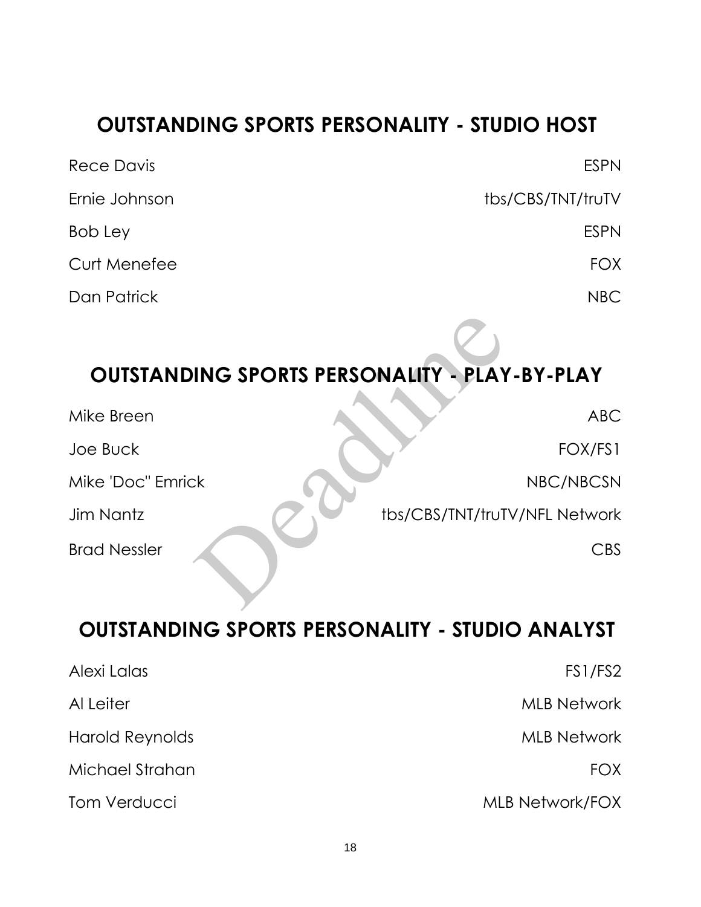## OUTSTANDING SPORTS PERSONALITY - STUDIO HOST

| | |
|---|---|
| Rece Davis | ESPN |
| Ernie Johnson | tbs/CBS/TNT/truTV |
| Bob Ley | ESPN |
| Curt Menefee | FOX |
| Dan Patrick | NBC |

## OUTSTANDING SPORTS PERSONALITY - PLAY-BY-PLAY

| | |
|---|---|
| Mike Breen | ABC |
| Joe Buck | FOX/FS1 |
| Mike 'Doc" Emrick | NBC/NBCSN |
| Jim Nantz | tbs/CBS/TNT/truTV/NFL Network |
| Brad Nessler | CBS |

## OUTSTANDING SPORTS PERSONALITY - STUDIO ANALYST

| | |
|---|---|
| Alexi Lalas | FS1/FS2 |
| Al Leiter | MLB Network |
| Harold Reynolds | MLB Network |
| Michael Strahan | FOX |
| Tom Verducci | MLB Network/FOX |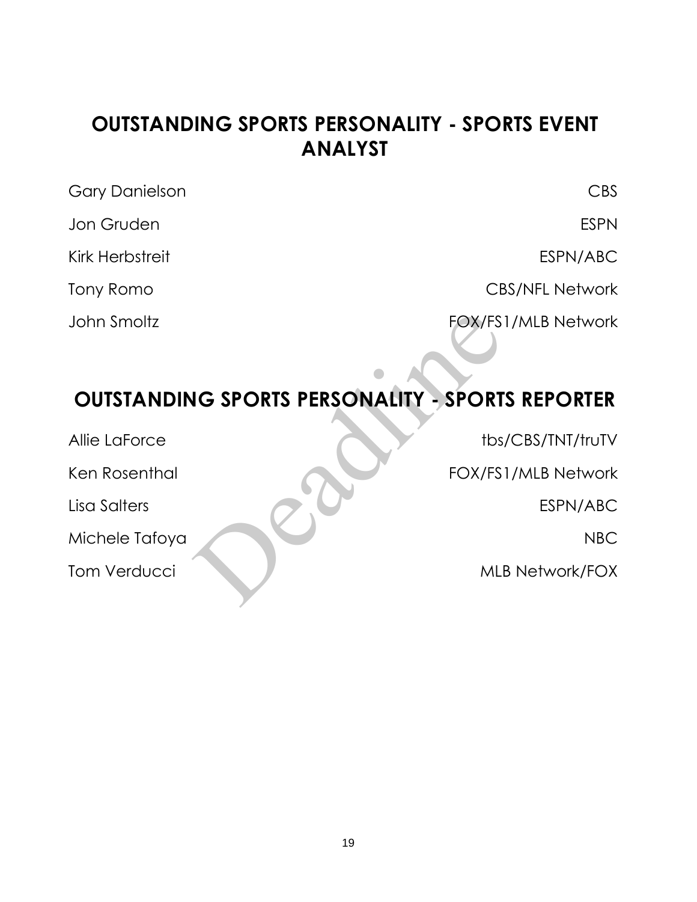## OUTSTANDING SPORTS PERSONALITY - SPORTS EVENT ANALYST

| | |
|---|---|
| Gary Danielson | CBS |
| Jon Gruden | ESPN |
| Kirk Herbstreit | ESPN/ABC |
| Tony Romo | CBS/NFL Network |
| John Smoltz | FOX/FS1/MLB Network |

## OUTSTANDING SPORTS PERSONALITY - SPORTS REPORTER

| | |
|---|---|
| Allie LaForce | tbs/CBS/TNT/truTV |
| Ken Rosenthal | FOX/FS1/MLB Network |
| Lisa Salters | ESPN/ABC |
| Michele Tafoya | NBC |
| Tom Verducci | MLB Network/FOX |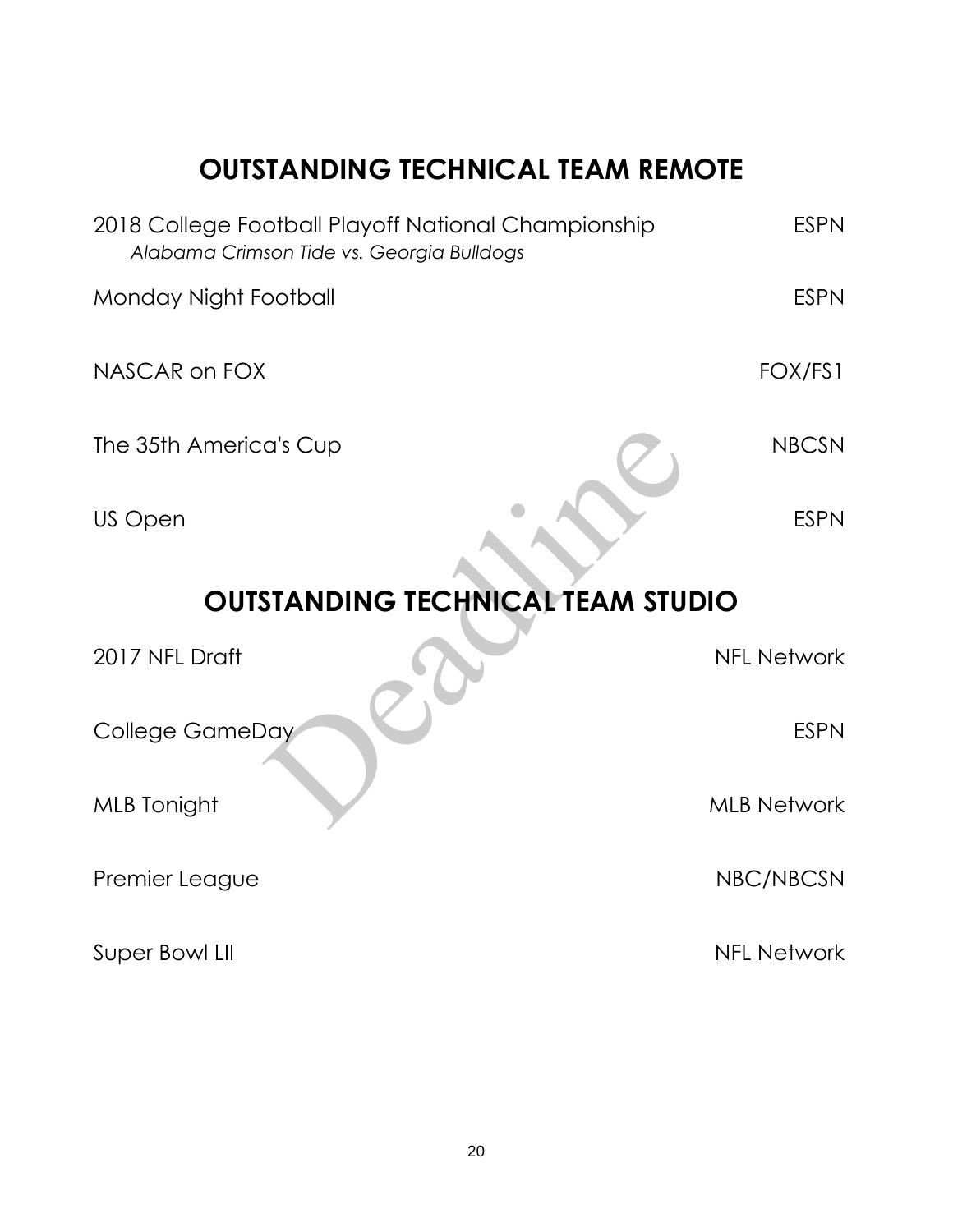## OUTSTANDING TECHNICAL TEAM REMOTE

| | |
|---|---|
| 2018 College Football Playoff National Championship<br>*Alabama Crimson Tide vs. Georgia Bulldogs* | ESPN |
| Monday Night Football | ESPN |
| NASCAR on FOX | FOX/FS1 |
| The 35th America's Cup | NBCSN |
| US Open | ESPN |

## OUTSTANDING TECHNICAL TEAM STUDIO

| | |
|---|---|
| 2017 NFL Draft | NFL Network |
| College GameDay | ESPN |
| MLB Tonight | MLB Network |
| Premier League | NBC/NBCSN |
| Super Bowl LII | NFL Network |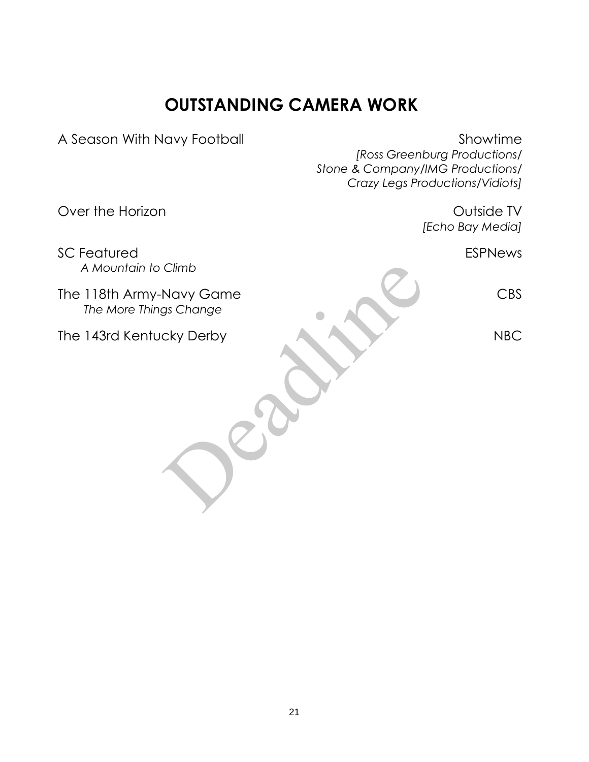# OUTSTANDING CAMERA WORK

A Season With Navy Football — Showtime
*[Ross Greenburg Productions/ Stone & Company/IMG Productions/ Crazy Legs Productions/Vidiots]*

Over the Horizon — Outside TV
*[Echo Bay Media]*

SC Featured — ESPNews
*A Mountain to Climb*

The 118th Army-Navy Game — CBS
*The More Things Change*

The 143rd Kentucky Derby — NBC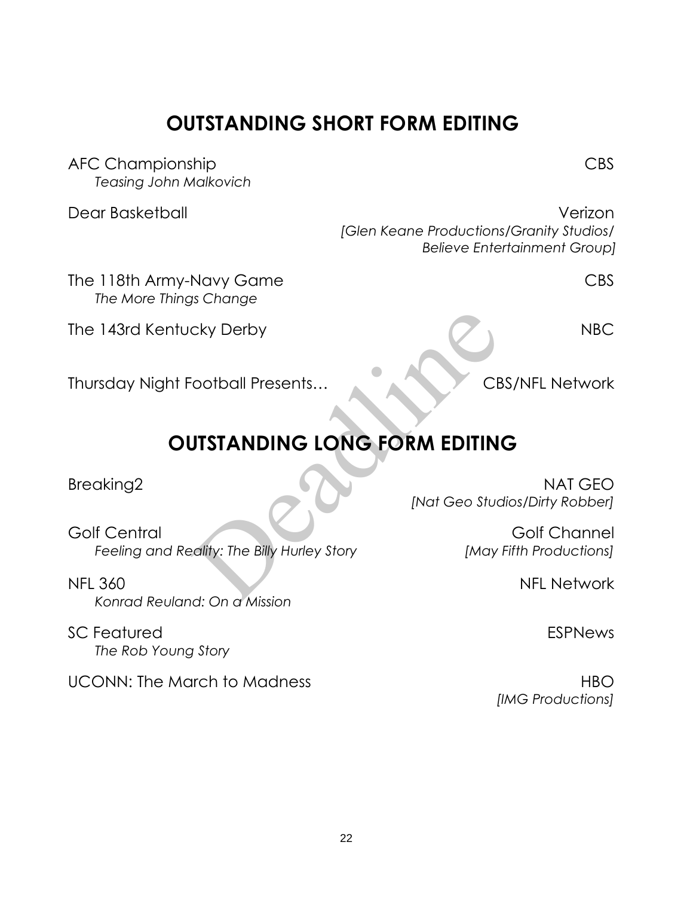## OUTSTANDING SHORT FORM EDITING

AFC Championship — CBS
*Teasing John Malkovich*

Dear Basketball — Verizon
*[Glen Keane Productions/Granity Studios/Believe Entertainment Group]*

The 118th Army-Navy Game — CBS
*The More Things Change*

The 143rd Kentucky Derby — NBC

Thursday Night Football Presents… — CBS/NFL Network

## OUTSTANDING LONG FORM EDITING

Breaking2 — NAT GEO
*[Nat Geo Studios/Dirty Robber]*

Golf Central — Golf Channel
*Feeling and Reality: The Billy Hurley Story* — *[May Fifth Productions]*

NFL 360 — NFL Network
*Konrad Reuland: On a Mission*

SC Featured — ESPNews
*The Rob Young Story*

UCONN: The March to Madness — HBO
*[IMG Productions]*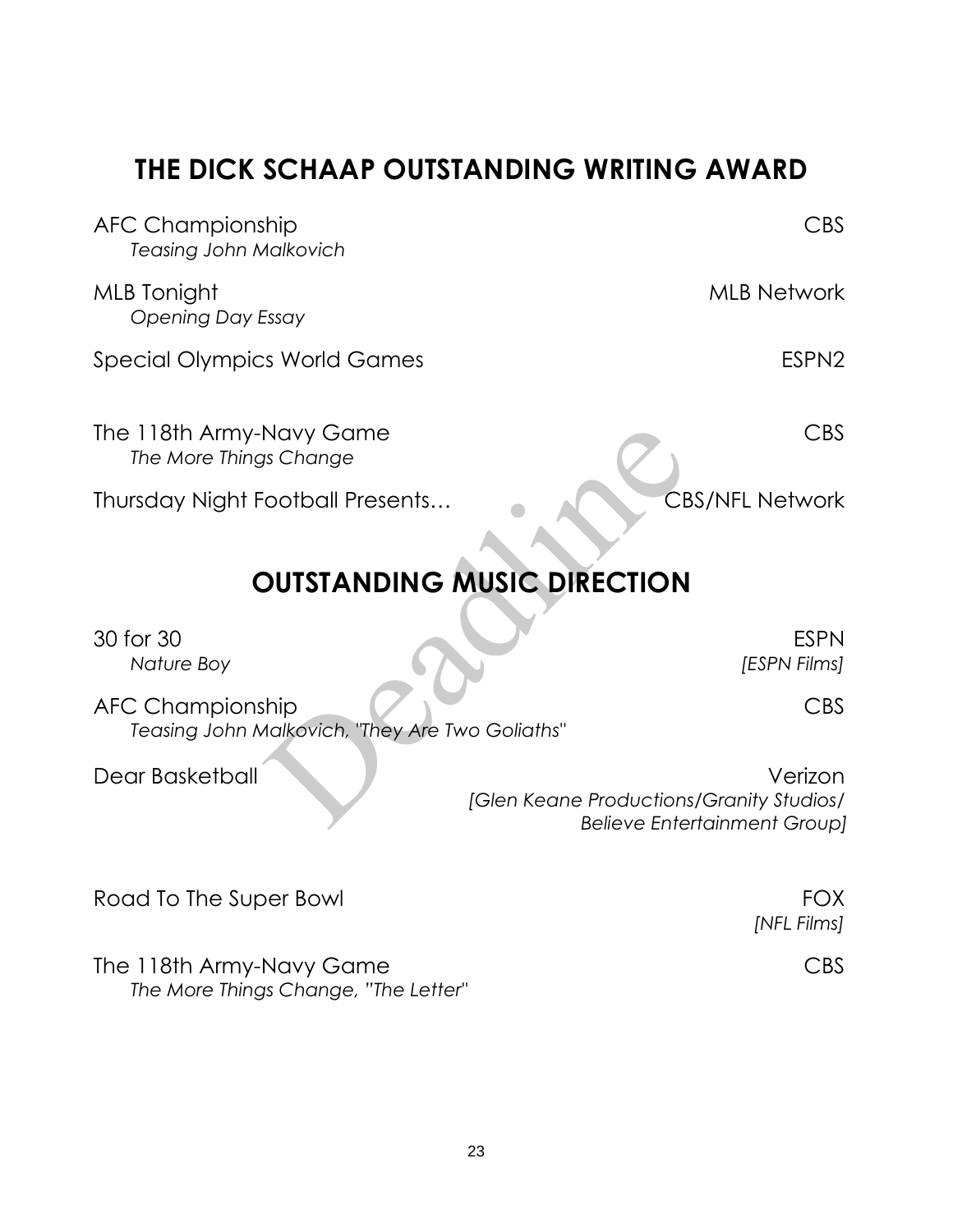## THE DICK SCHAAP OUTSTANDING WRITING AWARD

AFC Championship — CBS
*Teasing John Malkovich*

MLB Tonight — MLB Network
*Opening Day Essay*

Special Olympics World Games — ESPN2

The 118th Army-Navy Game — CBS
*The More Things Change*

Thursday Night Football Presents… — CBS/NFL Network

## OUTSTANDING MUSIC DIRECTION

30 for 30 — ESPN
*Nature Boy* — *[ESPN Films]*

AFC Championship — CBS
*Teasing John Malkovich, "They Are Two Goliaths"*

Dear Basketball — Verizon
*[Glen Keane Productions/Granity Studios/ Believe Entertainment Group]*

Road To The Super Bowl — FOX
*[NFL Films]*

The 118th Army-Navy Game — CBS
*The More Things Change, "The Letter"*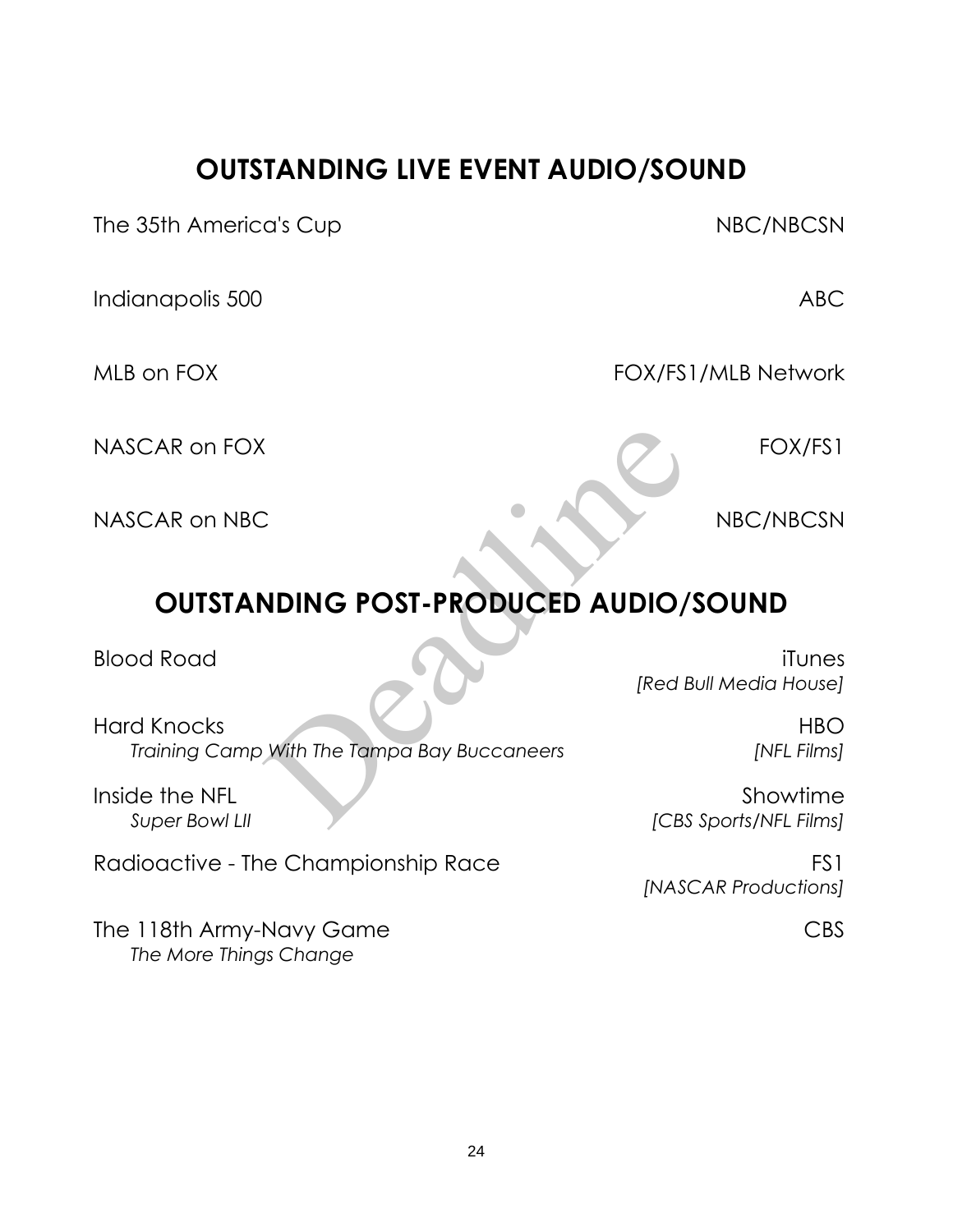## OUTSTANDING LIVE EVENT AUDIO/SOUND

The 35th America's Cup — NBC/NBCSN

Indianapolis 500 — ABC

MLB on FOX — FOX/FS1/MLB Network

NASCAR on FOX — FOX/FS1

NASCAR on NBC — NBC/NBCSN

## OUTSTANDING POST-PRODUCED AUDIO/SOUND

Blood Road — iTunes *[Red Bull Media House]*

Hard Knocks — HBO
*Training Camp With The Tampa Bay Buccaneers* — *[NFL Films]*

Inside the NFL — Showtime
*Super Bowl LII* — *[CBS Sports/NFL Films]*

Radioactive - The Championship Race — FS1 *[NASCAR Productions]*

The 118th Army-Navy Game — CBS
*The More Things Change*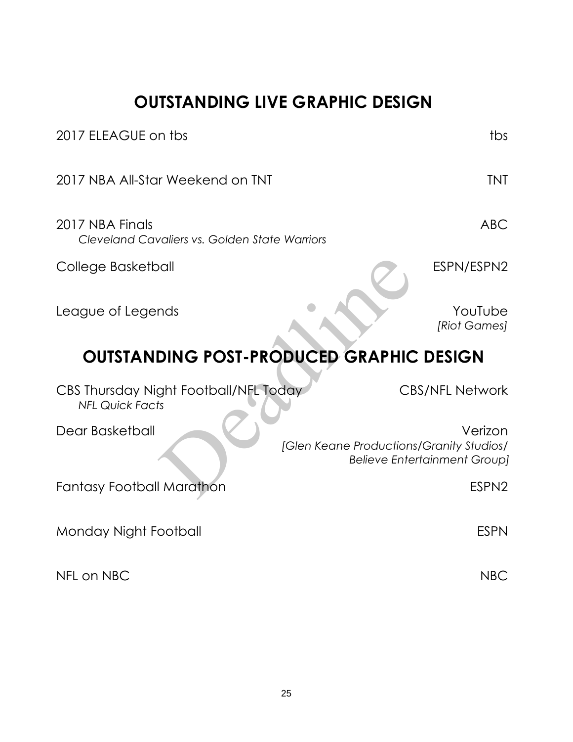## OUTSTANDING LIVE GRAPHIC DESIGN

| Program | Network |
|---|---|
| 2017 ELEAGUE on tbs | tbs |
| 2017 NBA All-Star Weekend on TNT | TNT |
| 2017 NBA Finals<br>*Cleveland Cavaliers vs. Golden State Warriors* | ABC |
| College Basketball | ESPN/ESPN2 |
| League of Legends | YouTube<br>*[Riot Games]* |

## OUTSTANDING POST-PRODUCED GRAPHIC DESIGN

| Program | Network |
|---|---|
| CBS Thursday Night Football/NFL Today<br>*NFL Quick Facts* | CBS/NFL Network |
| Dear Basketball | Verizon<br>*[Glen Keane Productions/Granity Studios/ Believe Entertainment Group]* |
| Fantasy Football Marathon | ESPN2 |
| Monday Night Football | ESPN |
| NFL on NBC | NBC |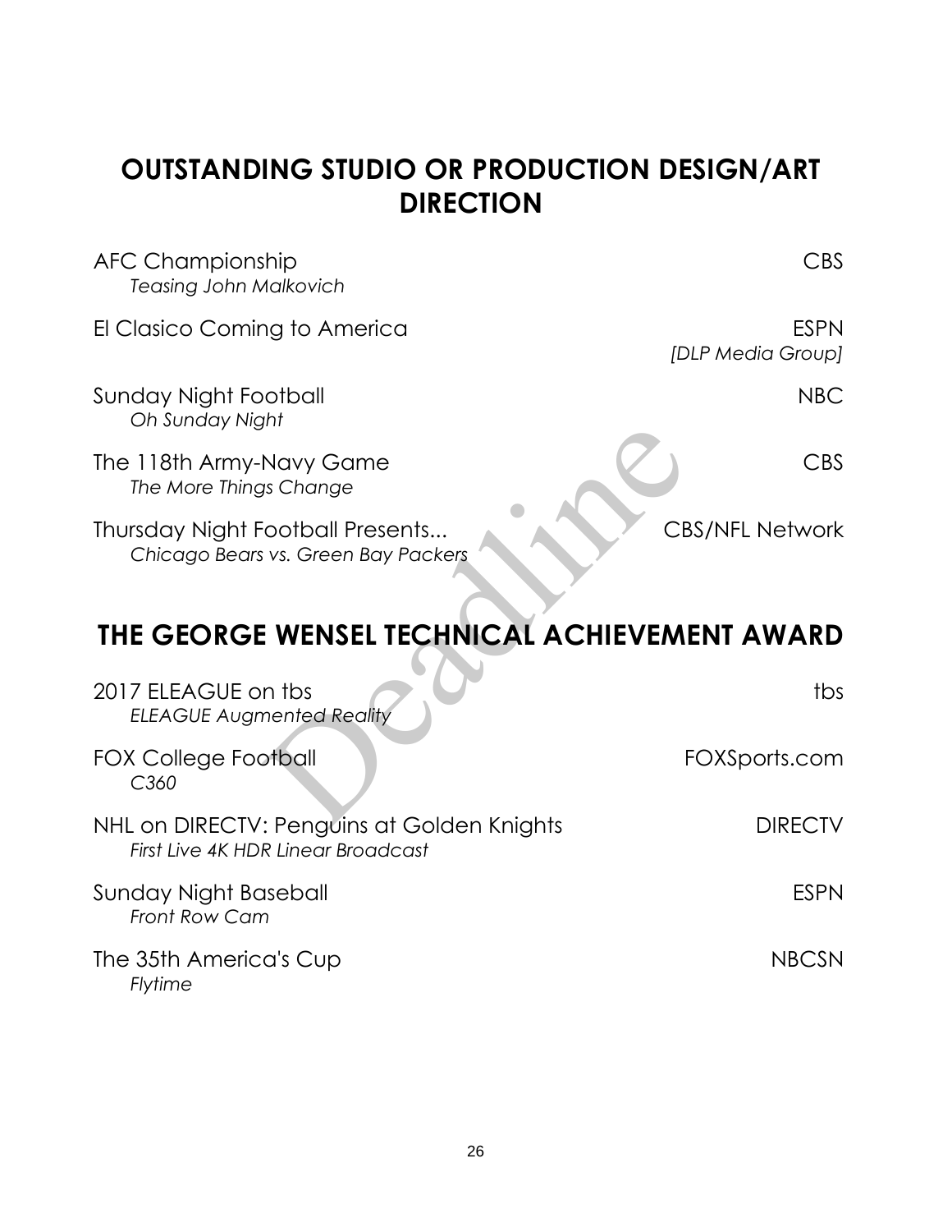## OUTSTANDING STUDIO OR PRODUCTION DESIGN/ART DIRECTION

AFC Championship — CBS
*Teasing John Malkovich*

El Clasico Coming to America — ESPN
*[DLP Media Group]*

Sunday Night Football — NBC
*Oh Sunday Night*

The 118th Army-Navy Game — CBS
*The More Things Change*

Thursday Night Football Presents... — CBS/NFL Network
*Chicago Bears vs. Green Bay Packers*

## THE GEORGE WENSEL TECHNICAL ACHIEVEMENT AWARD

2017 ELEAGUE on tbs — tbs
*ELEAGUE Augmented Reality*

FOX College Football — FOXSports.com
*C360*

NHL on DIRECTV: Penguins at Golden Knights — DIRECTV
*First Live 4K HDR Linear Broadcast*

Sunday Night Baseball — ESPN
*Front Row Cam*

The 35th America's Cup — NBCSN
*Flytime*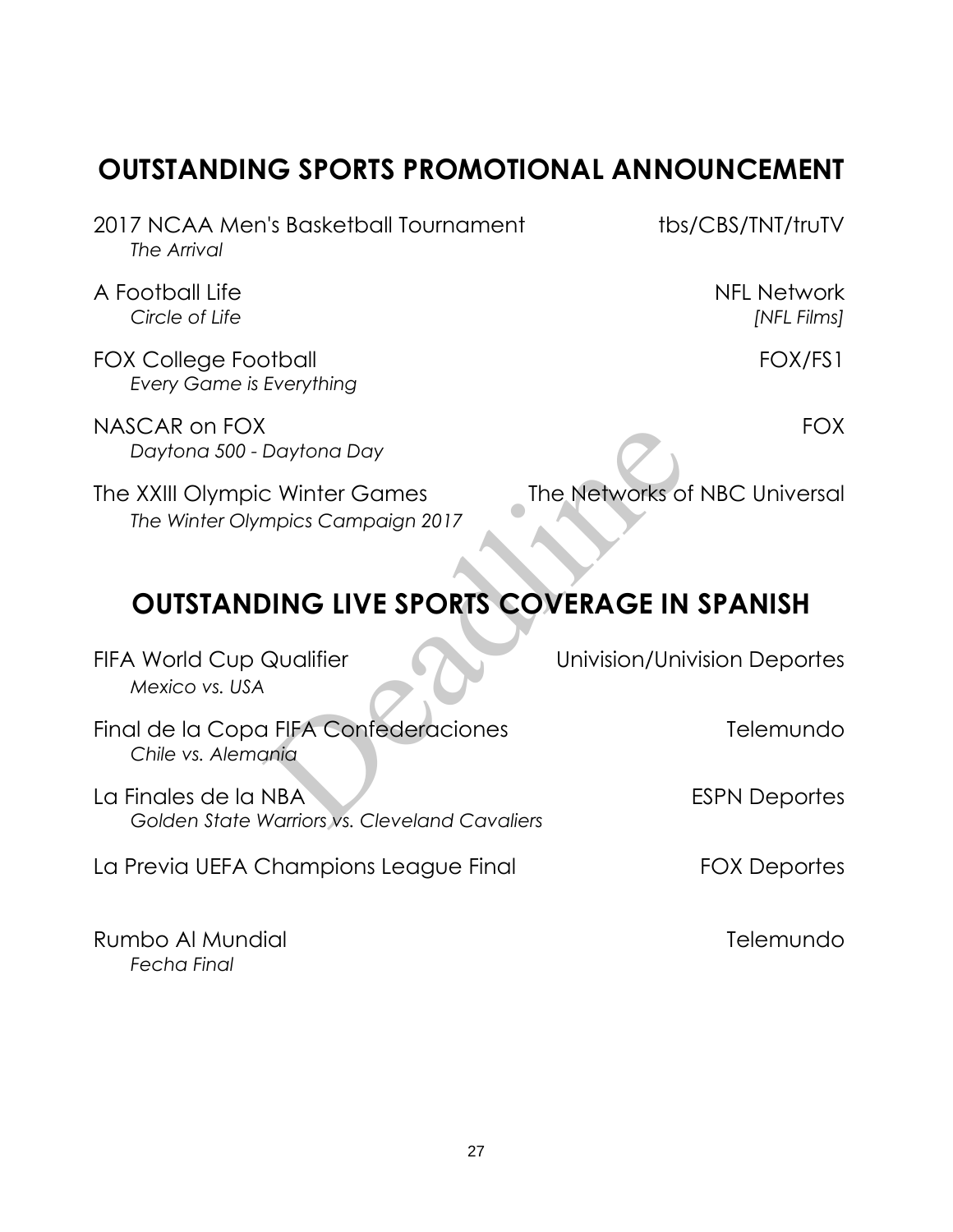## OUTSTANDING SPORTS PROMOTIONAL ANNOUNCEMENT

2017 NCAA Men's Basketball Tournament — tbs/CBS/TNT/truTV
*The Arrival*

A Football Life — NFL Network
*Circle of Life* — *[NFL Films]*

FOX College Football — FOX/FS1
*Every Game is Everything*

NASCAR on FOX — FOX
*Daytona 500 - Daytona Day*

The XXIII Olympic Winter Games — The Networks of NBC Universal
*The Winter Olympics Campaign 2017*

## OUTSTANDING LIVE SPORTS COVERAGE IN SPANISH

FIFA World Cup Qualifier — Univision/Univision Deportes
*Mexico vs. USA*

Final de la Copa FIFA Confederaciones — Telemundo
*Chile vs. Alemania*

La Finales de la NBA — ESPN Deportes
*Golden State Warriors vs. Cleveland Cavaliers*

La Previa UEFA Champions League Final — FOX Deportes

Rumbo Al Mundial — Telemundo
*Fecha Final*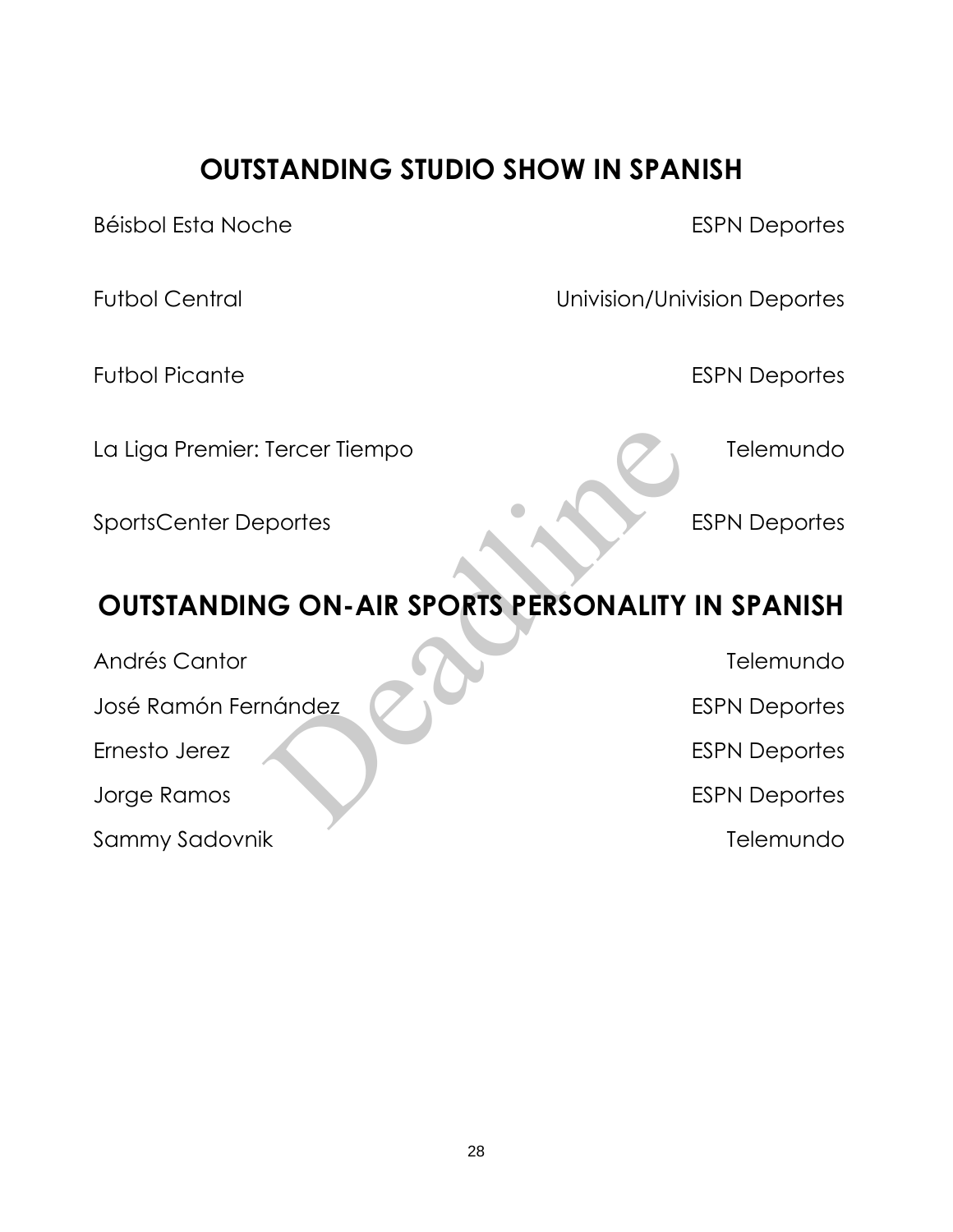## OUTSTANDING STUDIO SHOW IN SPANISH

| | |
|---|---|
| Béisbol Esta Noche | ESPN Deportes |
| Futbol Central | Univision/Univision Deportes |
| Futbol Picante | ESPN Deportes |
| La Liga Premier: Tercer Tiempo | Telemundo |
| SportsCenter Deportes | ESPN Deportes |

## OUTSTANDING ON-AIR SPORTS PERSONALITY IN SPANISH

| | |
|---|---|
| Andrés Cantor | Telemundo |
| José Ramón Fernández | ESPN Deportes |
| Ernesto Jerez | ESPN Deportes |
| Jorge Ramos | ESPN Deportes |
| Sammy Sadovnik | Telemundo |